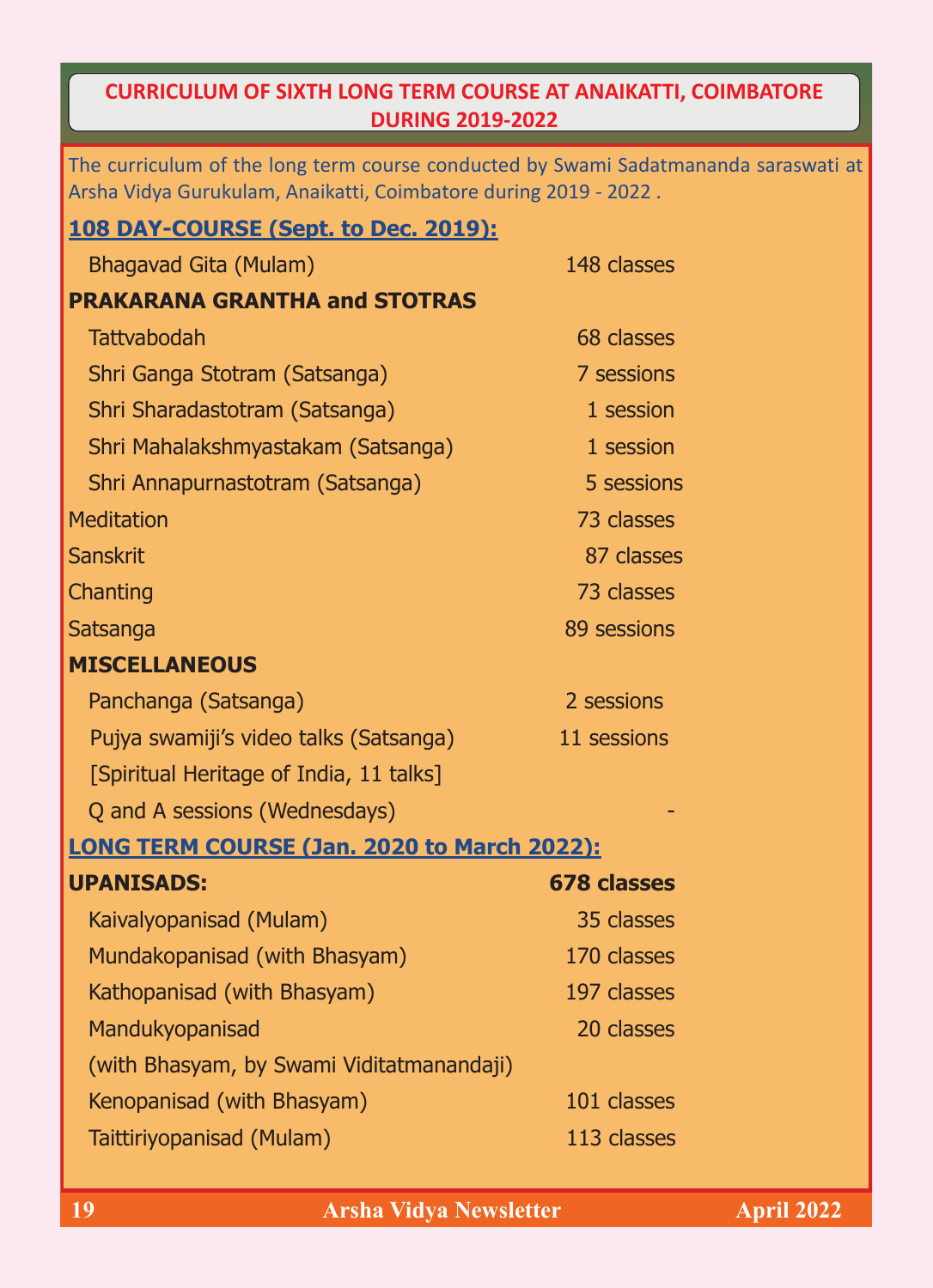# CURRICULUM OF SIXTH LONG TERM COURSE AT ANAIKATTI, COIMBATORE DURING 2019-2022

The curriculum of the long term course conducted by Swami Sadatmananda saraswati at Arsha Vidya Gurukulam, Anaikatti, Coimbatore during 2019 - 2022 .

## 108 DAY-COURSE (Sept. to Dec. 2019):

| | |
|---|---|
| Bhagavad Gita (Mulam) | 148 classes |
| **PRAKARANA GRANTHA and STOTRAS** | |
| Tattvabodah | 68 classes |
| Shri Ganga Stotram (Satsanga) | 7 sessions |
| Shri Sharadastotram (Satsanga) | 1 session |
| Shri Mahalakshmyastakam (Satsanga) | 1 session |
| Shri Annapurnastotram (Satsanga) | 5 sessions |
| Meditation | 73 classes |
| Sanskrit | 87 classes |
| Chanting | 73 classes |
| Satsanga | 89 sessions |
| **MISCELLANEOUS** | |
| Panchanga (Satsanga) | 2 sessions |
| Pujya swamiji's video talks (Satsanga) [Spiritual Heritage of India, 11 talks] | 11 sessions |
| Q and A sessions (Wednesdays) | - |

## LONG TERM COURSE (Jan. 2020 to March 2022):

| | |
|---|---|
| **UPANISADS:** | **678 classes** |
| Kaivalyopanisad (Mulam) | 35 classes |
| Mundakopanisad (with Bhasyam) | 170 classes |
| Kathopanisad (with Bhasyam) | 197 classes |
| Mandukyopanisad (with Bhasyam, by Swami Viditatmanandaji) | 20 classes |
| Kenopanisad (with Bhasyam) | 101 classes |
| Taittiriyopanisad (Mulam) | 113 classes |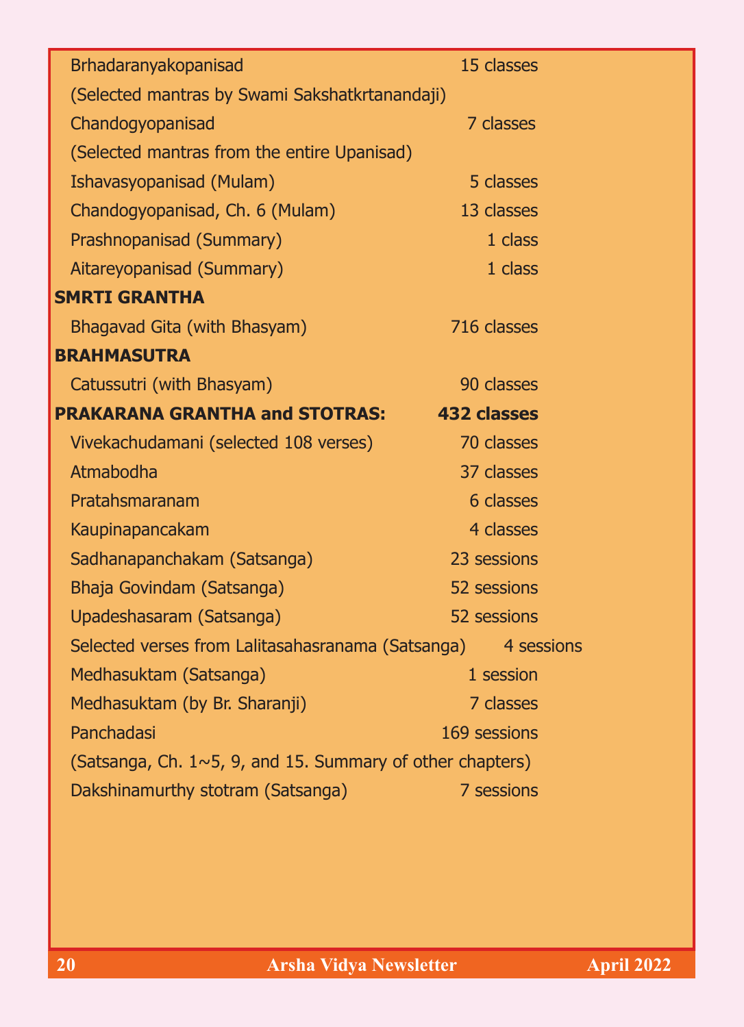| | |
|---|---|
| Brhadaranyakopanisad | 15 classes |
| (Selected mantras by Swami Sakshatkrtanandaji) | |
| Chandogyopanisad | 7 classes |
| (Selected mantras from the entire Upanisad) | |
| Ishavasyopanisad (Mulam) | 5 classes |
| Chandogyopanisad, Ch. 6 (Mulam) | 13 classes |
| Prashnopanisad (Summary) | 1 class |
| Aitareyopanisad (Summary) | 1 class |
| **SMRTI GRANTHA** | |
| Bhagavad Gita (with Bhasyam) | 716 classes |
| **BRAHMASUTRA** | |
| Catussutri (with Bhasyam) | 90 classes |
| **PRAKARANA GRANTHA and STOTRAS:** | **432 classes** |
| Vivekachudamani (selected 108 verses) | 70 classes |
| Atmabodha | 37 classes |
| Pratahsmaranam | 6 classes |
| Kaupinapancakam | 4 classes |
| Sadhanapanchakam (Satsanga) | 23 sessions |
| Bhaja Govindam (Satsanga) | 52 sessions |
| Upadeshasaram (Satsanga) | 52 sessions |
| Selected verses from Lalitasahasranama (Satsanga) | 4 sessions |
| Medhasuktam (Satsanga) | 1 session |
| Medhasuktam (by Br. Sharanji) | 7 classes |
| Panchadasi | 169 sessions |
| (Satsanga, Ch. 1~5, 9, and 15. Summary of other chapters) | |
| Dakshinamurthy stotram (Satsanga) | 7 sessions |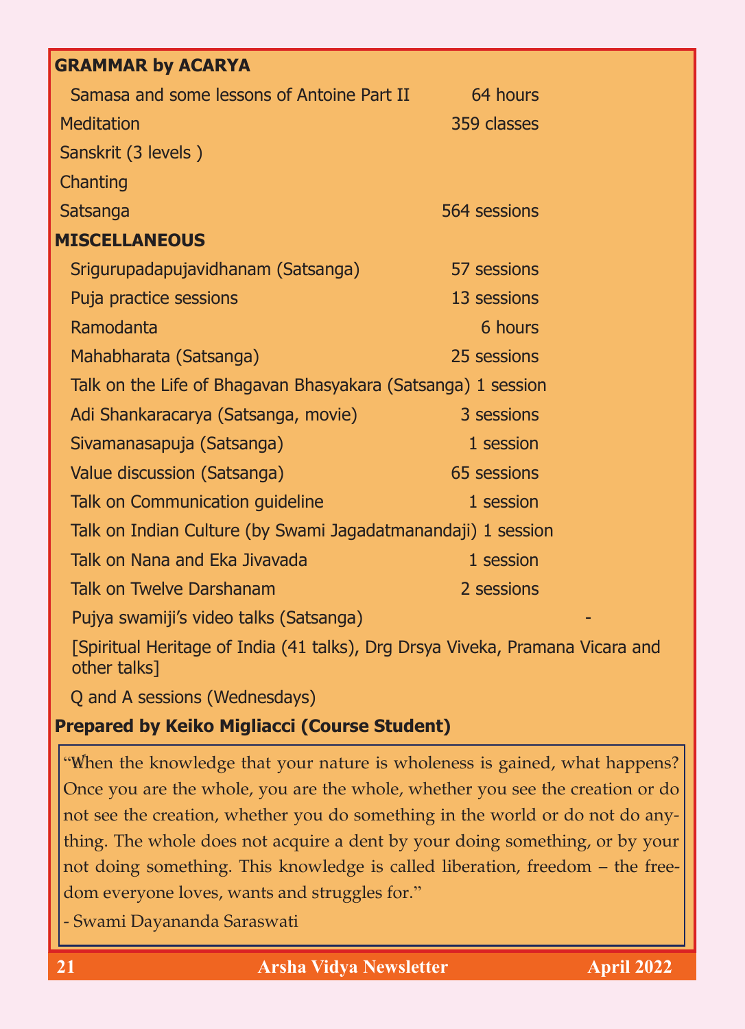**GRAMMAR by ACARYA**

| | |
|---|---|
| Samasa and some lessons of Antoine Part II | 64 hours |
| Meditation | 359 classes |
| Sanskrit (3 levels ) | |
| Chanting | |
| Satsanga | 564 sessions |

**MISCELLANEOUS**

| | |
|---|---|
| Srigurupadapujavidhanam (Satsanga) | 57 sessions |
| Puja practice sessions | 13 sessions |
| Ramodanta | 6 hours |
| Mahabharata (Satsanga) | 25 sessions |
| Talk on the Life of Bhagavan Bhasyakara (Satsanga) | 1 session |
| Adi Shankaracarya (Satsanga, movie) | 3 sessions |
| Sivamanasapuja (Satsanga) | 1 session |
| Value discussion (Satsanga) | 65 sessions |
| Talk on Communication guideline | 1 session |
| Talk on Indian Culture (by Swami Jagadatmanandaji) | 1 session |
| Talk on Nana and Eka Jivavada | 1 session |
| Talk on Twelve Darshanam | 2 sessions |
| Pujya swamiji's video talks (Satsanga) | - |

[Spiritual Heritage of India (41 talks), Drg Drsya Viveka, Pramana Vicara and other talks]

Q and A sessions (Wednesdays)

**Prepared by Keiko Migliacci (Course Student)**

"When the knowledge that your nature is wholeness is gained, what happens? Once you are the whole, you are the whole, whether you see the creation or do not see the creation, whether you do something in the world or do not do anything. The whole does not acquire a dent by your doing something, or by your not doing something. This knowledge is called liberation, freedom – the freedom everyone loves, wants and struggles for."

- Swami Dayananda Saraswati